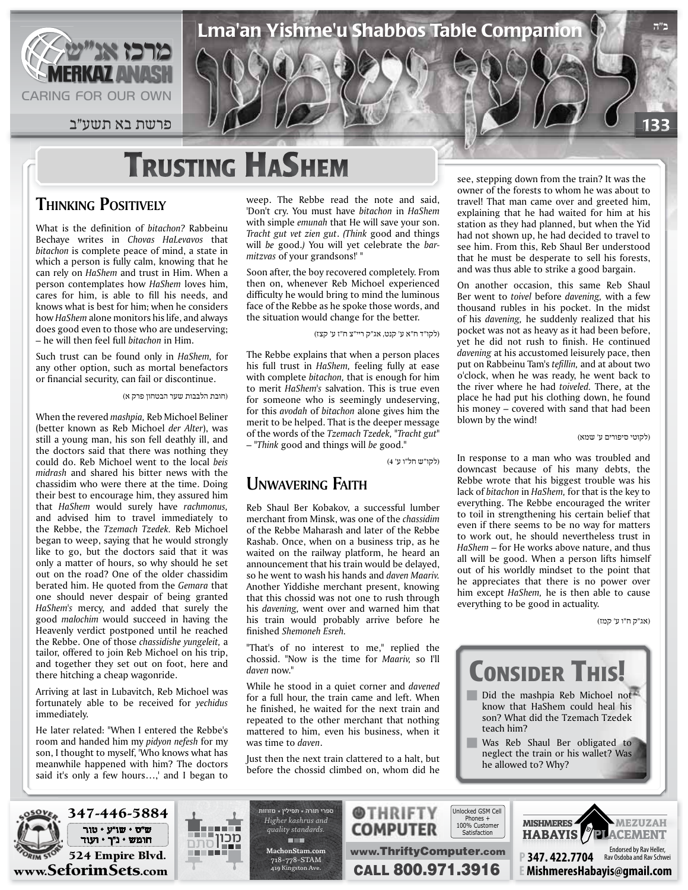# Trusting HaShem

## Thinking Positively

What is the definition of *bitachon?* Rabbeinu Bechaye writes in *Chovas HaLevavos* that *bitachon* is complete peace of mind, a state in which a person is fully calm, knowing that he can rely on *HaShem* and trust in Him. When a person contemplates how *HaShem* loves him, cares for him, is able to fill his needs, and knows what is best for him; when he considers how *HaShem* alone monitors his life, and always does good even to those who are undeserving; – he will then feel full *bitachon* in Him.

Such trust can be found only in *HaShem,* for any other option, such as mortal benefactors or financial security, can fail or discontinue.

(חובת הלבבות שער הבטחון פרק א)

When the revered *mashpia,* Reb Michoel Beliner (better known as Reb Michoel *der Alter*), was still a young man, his son fell deathly ill, and the doctors said that there was nothing they could do. Reb Michoel went to the local *beis midrash* and shared his bitter news with the chassidim who were there at the time. Doing their best to encourage him, they assured him that *HaShem* would surely have *rachmonus,* and advised him to travel immediately to the Rebbe, the *Tzemach Tzedek*. Reb Michoel began to weep, saying that he would strongly like to go, but the doctors said that it was only a matter of hours, so why should he set out on the road? One of the older chassidim berated him. He quoted from the *Gemara* that one should never despair of being granted *HaShem's* mercy, and added that surely the good *malochim* would succeed in having the Heavenly verdict postponed until he reached the Rebbe. One of those *chassidishe yungeleit,* a tailor, offered to join Reb Michoel on his trip, and together they set out on foot, here and there hitching a cheap wagonride.

Arriving at last in Lubavitch, Reb Michoel was fortunately able to be received for *yechidus* immediately.

He later related: "When I entered the Rebbe's room and handed him my *pidyon nefesh* for my son, I thought to myself, 'Who knows what has meanwhile happened with him? The doctors said it's only a few hours…,' and I began to weep. The Rebbe read the note and said, 'Don't cry. You must have *bitachon* in *HaShem* with simple *emunah* that He will save your son. *Tracht gut vet zien gut*. *(Think* good and things will *be* good.*)* You will yet celebrate the *bar-mitzvas* of your grandsons!' "

Soon after, the boy recovered completely. From then on, whenever Reb Michoel experienced difficulty he would bring to mind the luminous face of the Rebbe as he spoke those words, and the situation would change for the better.

(לקו"ד ח"א ע' קנט, אג"ק ריי"צ ח"ז ע' קצז)

The Rebbe explains that when a person places his full trust in *HaShem,* feeling fully at ease with complete *bitachon,* that is enough for him to merit *HaShem's* salvation. This is true even for someone who is seemingly undeserving, for this *avodah* of *bitachon* alone gives him the merit to be helped. That is the deeper message of the words of the *Tzemach Tzedek,* "*Tracht gut*" – "*Think* good and things will *be* good."

(לקו"ש חל"ו ע' 4)

## Unwavering Faith

Reb Shaul Ber Kobakov, a successful lumber merchant from Minsk, was one of the *chassidim* of the Rebbe Maharash and later of the Rebbe Rashab. Once, when on a business trip, as he waited on the railway platform, he heard an announcement that his train would be delayed, so he went to wash his hands and *daven Maariv.* Another Yiddishe merchant present, knowing that this chossid was not one to rush through his *davening,* went over and warned him that his train would probably arrive before he finished *Shemoneh Esreh.*

"That's of no interest to me," replied the chossid. "Now is the time for *Maariv,* so I'll *daven* now."

While he stood in a quiet corner and *davened* for a full hour, the train came and left. When he finished, he waited for the next train and repeated to the other merchant that nothing mattered to him, even his business, when it was time to *daven*.

Just then the next train clattered to a halt, but before the chossid climbed on, whom did he see, stepping down from the train? It was the owner of the forests to whom he was about to travel! That man came over and greeted him, explaining that he had waited for him at his station as they had planned, but when the Yid had not shown up, he had decided to travel to see him. From this, Reb Shaul Ber understood that he must be desperate to sell his forests, and was thus able to strike a good bargain.

On another occasion, this same Reb Shaul Ber went to *toivel* before *davening,* with a few thousand rubles in his pocket. In the midst of his *davening,* he suddenly realized that his pocket was not as heavy as it had been before, yet he did not rush to finish. He continued *davening* at his accustomed leisurely pace, then put on Rabbeinu Tam's *tefillin,* and at about two o'clock, when he was ready, he went back to the river where he had *toiveled.* There, at the place he had put his clothing down, he found his money – covered with sand that had been blown by the wind!

(לקוטי סיפורים ע' שמא)

In response to a man who was troubled and downcast because of his many debts, the Rebbe wrote that his biggest trouble was his lack of *bitachon* in *HaShem,* for that is the key to everything. The Rebbe encouraged the writer to toil in strengthening his certain belief that even if there seems to be no way for matters to work out, he should nevertheless trust in *HaShem* – for He works above nature, and thus all will be good. When a person lifts himself out of his worldly mindset to the point that he appreciates that there is no power over him except *HaShem,* he is then able to cause everything to be good in actuality.

(אג"ק ח"ו ע' קמז)

## Consider This!

- Did the mashpia Reb Michoel not know that HaShem could heal his son? What did the Tzemach Tzedek teach him?
- Was Reb Shaul Ber obligated to neglect the train or his wallet? Was he allowed to? Why?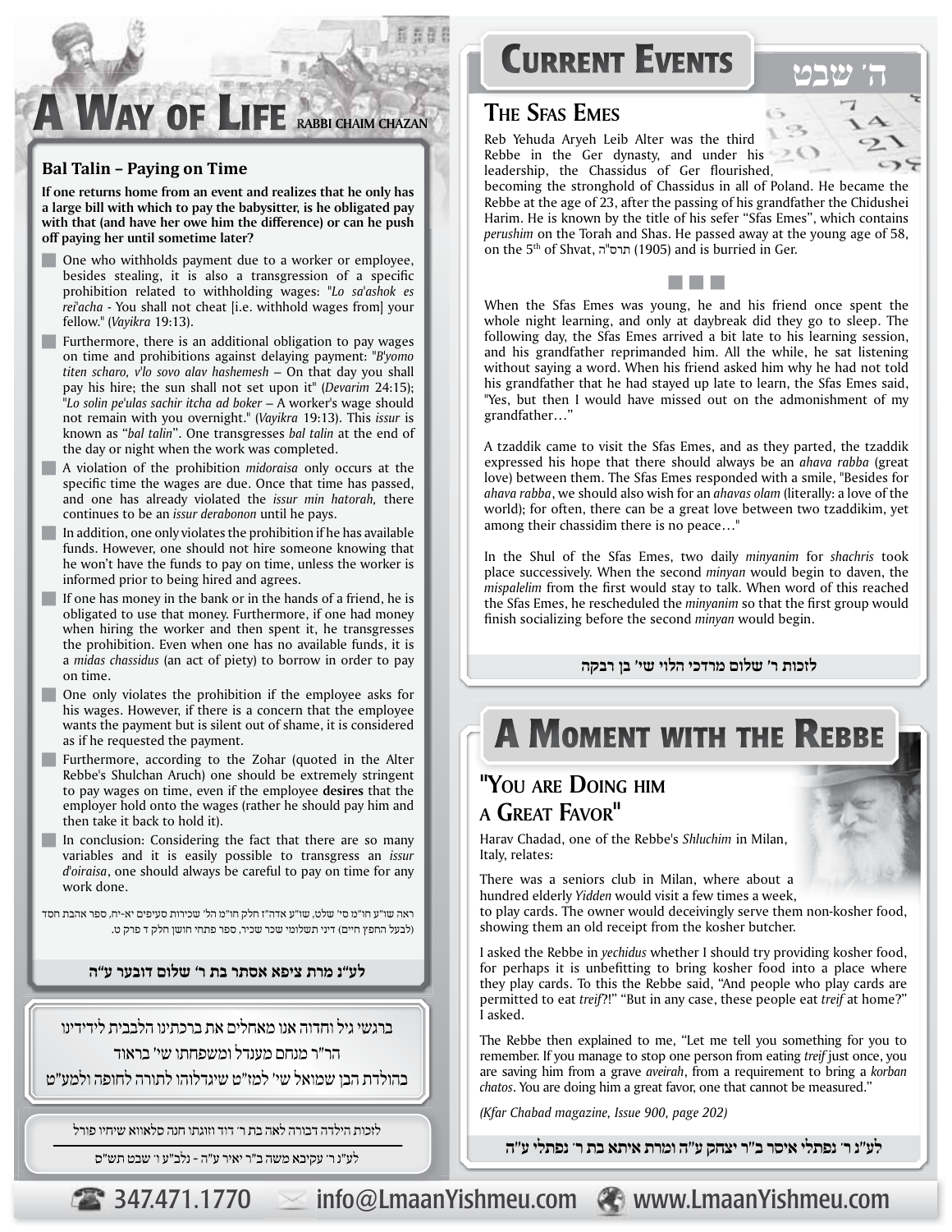# A Way of Life

RABBI CHAIM CHAZAN

## Bal Talin – Paying on Time

**If one returns home from an event and realizes that he only has a large bill with which to pay the babysitter, is he obligated pay with that (and have her owe him the difference) or can he push off paying her until sometime later?**

- One who withholds payment due to a worker or employee, besides stealing, it is also a transgression of a specific prohibition related to withholding wages: "*Lo sa'ashok es rei'acha* - You shall not cheat [i.e. withhold wages from] your fellow." (*Vayikra* 19:13).
- Furthermore, there is an additional obligation to pay wages on time and prohibitions against delaying payment: "*B'yomo titen scharo, v'lo sovo alav hashemesh* – On that day you shall pay his hire; the sun shall not set upon it" (*Devarim* 24:15); "*Lo solin pe'ulas sachir itcha ad boker* – A worker's wage should not remain with you overnight." (*Vayikra* 19:13). This *issur* is known as "*bal talin*". One transgresses *bal talin* at the end of the day or night when the work was completed.
- A violation of the prohibition *midoraisa* only occurs at the specific time the wages are due. Once that time has passed, and one has already violated the *issur min hatorah,* there continues to be an *issur derabonon* until he pays.
- In addition, one only violates the prohibition if he has available funds. However, one should not hire someone knowing that he won't have the funds to pay on time, unless the worker is informed prior to being hired and agrees.
- If one has money in the bank or in the hands of a friend, he is obligated to use that money. Furthermore, if one had money when hiring the worker and then spent it, he transgresses the prohibition. Even when one has no available funds, it is a *midas chassidus* (an act of piety) to borrow in order to pay on time.
- One only violates the prohibition if the employee asks for his wages. However, if there is a concern that the employee wants the payment but is silent out of shame, it is considered as if he requested the payment.
- Furthermore, according to the Zohar (quoted in the Alter Rebbe's Shulchan Aruch) one should be extremely stringent to pay wages on time, even if the employee **desires** that the employer hold onto the wages (rather he should pay him and then take it back to hold it).
- In conclusion: Considering the fact that there are so many variables and it is easily possible to transgress an *issur d'oiraisa*, one should always be careful to pay on time for any work done.

ראה שו"ע חו"מ סי' שלט, שו"ע אדה"ז חלק חו"מ הל' שכירות סעיפים יא-יח, ספר אהבת חסד (לבעל החפץ חיים) דיני תשלומי שכר שכיר, ספר פתחי חושן חלק ד פרק ט.

**לע"נ מרת ציפא אסתר בת ר' שלום דובער ע"ה**

ברגשי גיל וחדוה אנו מאחלים את ברכתינו הלבבית לידידינו
הר"ר מנחם מענדל ומשפחתו שי' בראוד
בהולדת הבן שמואל שי' למז"ט שיגדלוהו לתורה לחופה ולמע"ט

לזכות הילדה דבורה לאה בת ר' דוד וזוגתו חנה סלאווא שיחיו פורל

לע"נ ר' עקיבא משה ב"ר יאיר ע"ה - נלב"ע ו' שבט תש"ס

# Current Events

ה' שבט

## The Sfas Emes

Reb Yehuda Aryeh Leib Alter was the third Rebbe in the Ger dynasty, and under his leadership, the Chassidus of Ger flourished, becoming the stronghold of Chassidus in all of Poland. He became the Rebbe at the age of 23, after the passing of his grandfather the Chidushei Harim. He is known by the title of his sefer "Sfas Emes", which contains *perushim* on the Torah and Shas. He passed away at the young age of 58, on the 5th of Shvat, ה"תרס (1905) and is burried in Ger.

When the Sfas Emes was young, he and his friend once spent the whole night learning, and only at daybreak did they go to sleep. The following day, the Sfas Emes arrived a bit late to his learning session, and his grandfather reprimanded him. All the while, he sat listening without saying a word. When his friend asked him why he had not told his grandfather that he had stayed up late to learn, the Sfas Emes said, "Yes, but then I would have missed out on the admonishment of my grandfather…"

A tzaddik came to visit the Sfas Emes, and as they parted, the tzaddik expressed his hope that there should always be an *ahava rabba* (great love) between them. The Sfas Emes responded with a smile, "Besides for *ahava rabba*, we should also wish for an *ahavas olam* (literally: a love of the world); for often, there can be a great love between two tzaddikim, yet among their chassidim there is no peace…"

In the Shul of the Sfas Emes, two daily *minyanim* for *shachris* took place successively. When the second *minyan* would begin to daven, the *mispalelim* from the first would stay to talk. When word of this reached the Sfas Emes, he rescheduled the *minyanim* so that the first group would finish socializing before the second *minyan* would begin.

**לזכות ר' שלום מרדכי הלוי שי' בן רבקה**

# A Moment with the Rebbe

## "You are Doing him a Great Favor"

Harav Chadad, one of the Rebbe's *Shluchim* in Milan, Italy, relates:

There was a seniors club in Milan, where about a hundred elderly *Yidden* would visit a few times a week, to play cards. The owner would deceivingly serve them non-kosher food, showing them an old receipt from the kosher butcher.

I asked the Rebbe in *yechidus* whether I should try providing kosher food, for perhaps it is unbefitting to bring kosher food into a place where they play cards. To this the Rebbe said, "And people who play cards are permitted to eat *treif*?!" "But in any case, these people eat *treif* at home?" I asked.

The Rebbe then explained to me, "Let me tell you something for you to remember. If you manage to stop one person from eating *treif* just once, you are saving him from a grave *aveirah*, from a requirement to bring a *korban chatos*. You are doing him a great favor, one that cannot be measured."

*(Kfar Chabad magazine, Issue 900, page 202)*

**לע"נ ר' נפתלי איסר ב"ר יצחק ע"ה ומרת איתא בת ר' נפתלי ע"ה**

347.471.1770 info@LmaanYishmeu.com www.LmaanYishmeu.com